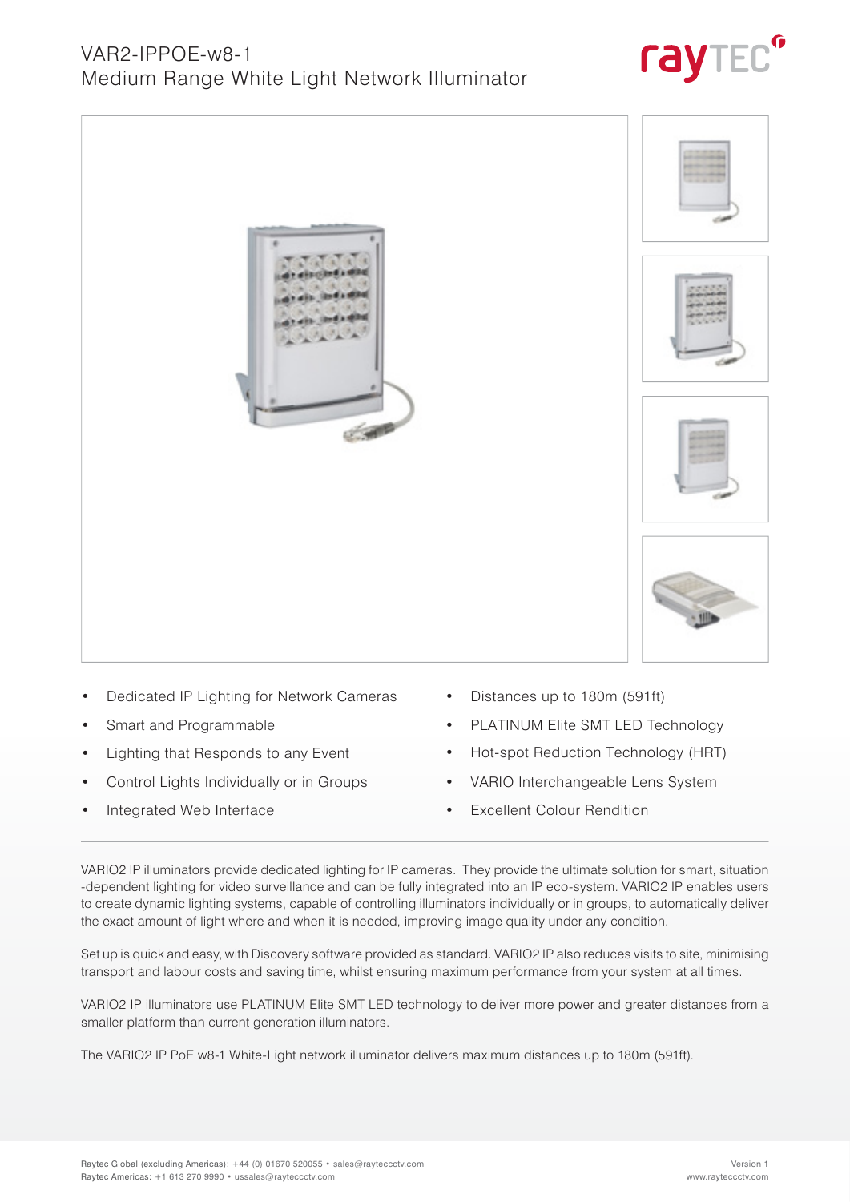# VAR2-IPPOE-w8-1
## Medium Range White Light Network Illuminator

- Dedicated IP Lighting for Network Cameras
- Smart and Programmable
- Lighting that Responds to any Event
- Control Lights Individually or in Groups
- Integrated Web Interface
- Distances up to 180m (591ft)
- PLATINUM Elite SMT LED Technology
- Hot-spot Reduction Technology (HRT)
- VARIO Interchangeable Lens System
- Excellent Colour Rendition

---

VARIO2 IP illuminators provide dedicated lighting for IP cameras. They provide the ultimate solution for smart, situation -dependent lighting for video surveillance and can be fully integrated into an IP eco-system. VARIO2 IP enables users to create dynamic lighting systems, capable of controlling illuminators individually or in groups, to automatically deliver the exact amount of light where and when it is needed, improving image quality under any condition.

Set up is quick and easy, with Discovery software provided as standard. VARIO2 IP also reduces visits to site, minimising transport and labour costs and saving time, whilst ensuring maximum performance from your system at all times.

VARIO2 IP illuminators use PLATINUM Elite SMT LED technology to deliver more power and greater distances from a smaller platform than current generation illuminators.

The VARIO2 IP PoE w8-1 White-Light network illuminator delivers maximum distances up to 180m (591ft).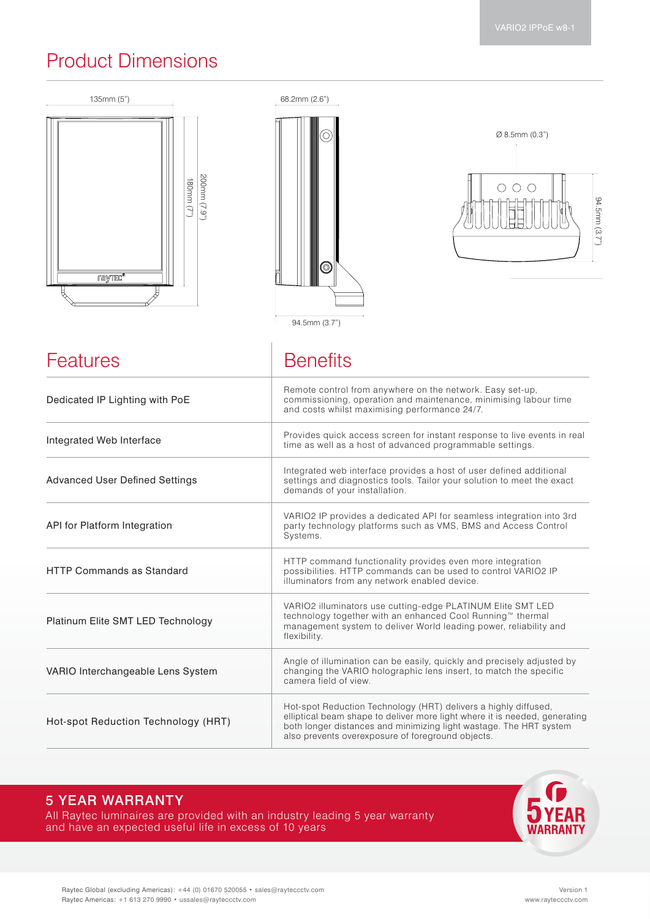## Product Dimensions

135mm (5")

200mm (7.9")

180mm (7")

68.2mm (2.6")

94.5mm (3.7")

Ø 8.5mm (0.3")

94.5mm (3.7")

| Features | Benefits |
| --- | --- |
| Dedicated IP Lighting with PoE | Remote control from anywhere on the network. Easy set-up, commissioning, operation and maintenance, minimising labour time and costs whilst maximising performance 24/7. |
| Integrated Web Interface | Provides quick access screen for instant response to live events in real time as well as a host of advanced programmable settings. |
| Advanced User Defined Settings | Integrated web interface provides a host of user defined additional settings and diagnostics tools. Tailor your solution to meet the exact demands of your installation. |
| API for Platform Integration | VARIO2 IP provides a dedicated API for seamless integration into 3rd party technology platforms such as VMS, BMS and Access Control Systems. |
| HTTP Commands as Standard | HTTP command functionality provides even more integration possibilities. HTTP commands can be used to control VARIO2 IP illuminators from any network enabled device. |
| Platinum Elite SMT LED Technology | VARIO2 illuminators use cutting-edge PLATINUM Elite SMT LED technology together with an enhanced Cool Running™ thermal management system to deliver World leading power, reliability and flexibility. |
| VARIO Interchangeable Lens System | Angle of illumination can be easily, quickly and precisely adjusted by changing the VARIO holographic lens insert, to match the specific camera field of view. |
| Hot-spot Reduction Technology (HRT) | Hot-spot Reduction Technology (HRT) delivers a highly diffused, elliptical beam shape to deliver more light where it is needed, generating both longer distances and minimizing light wastage. The HRT system also prevents overexposure of foreground objects. |

### 5 YEAR WARRANTY

All Raytec luminaires are provided with an industry leading 5 year warranty and have an expected useful life in excess of 10 years

Raytec Global (excluding Americas): +44 (0) 01670 520055 • sales@rayteccctv.com
Raytec Americas: +1 613 270 9990 • ussales@rayteccctv.com

Version 1
www.rayteccctv.com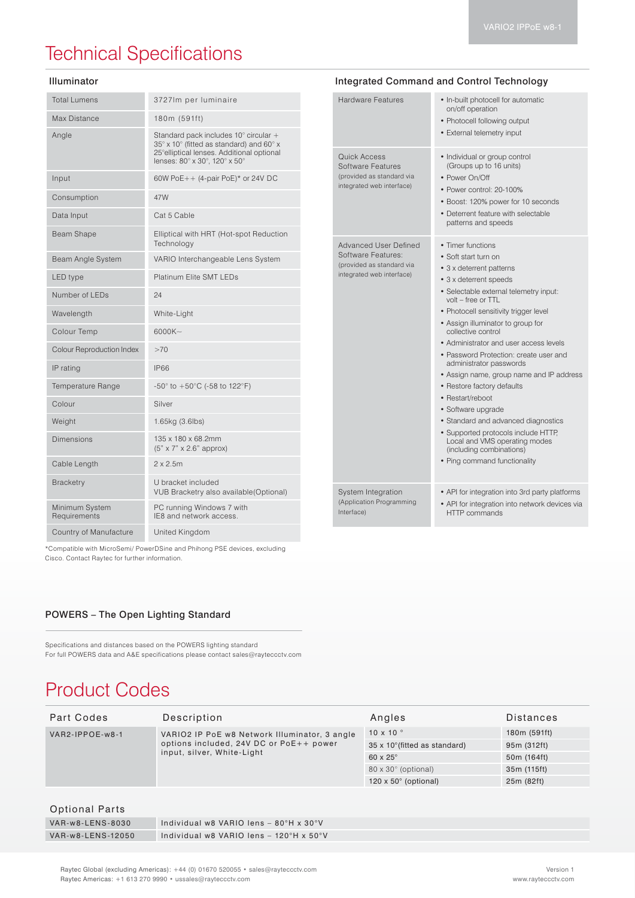# Technical Specifications

## Illuminator

| | |
|---|---|
| Total Lumens | 3727lm per luminaire |
| Max Distance | 180m (591ft) |
| Angle | Standard pack includes 10° circular + 35° x 10° (fitted as standard) and 60° x 25°elliptical lenses. Additional optional lenses: 80° x 30°, 120° x 50° |
| Input | 60W PoE++ (4-pair PoE)* or 24V DC |
| Consumption | 47W |
| Data Input | Cat 5 Cable |
| Beam Shape | Elliptical with HRT (Hot-spot Reduction Technology |
| Beam Angle System | VARIO Interchangeable Lens System |
| LED type | Platinum Elite SMT LEDs |
| Number of LEDs | 24 |
| Wavelength | White-Light |
| Colour Temp | 6000K~ |
| Colour Reproduction Index | >70 |
| IP rating | IP66 |
| Temperature Range | -50° to +50°C (-58 to 122°F) |
| Colour | Silver |
| Weight | 1.65kg (3.6lbs) |
| Dimensions | 135 x 180 x 68.2mm (5" x 7" x 2.6" approx) |
| Cable Length | 2 x 2.5m |
| Bracketry | U bracket included VUB Bracketry also available(Optional) |
| Minimum System Requirements | PC running Windows 7 with IE8 and network access. |
| Country of Manufacture | United Kingdom |

*Compatible with MicroSemi/ PowerDSine and Phihong PSE devices, excluding Cisco. Contact Raytec for further information.

## Integrated Command and Control Technology

| | |
|---|---|
| Hardware Features | • In-built photocell for automatic on/off operation<br>• Photocell following output<br>• External telemetry input |
| Quick Access Software Features (provided as standard via integrated web interface) | • Individual or group control (Groups up to 16 units)<br>• Power On/Off<br>• Power control: 20-100%<br>• Boost: 120% power for 10 seconds<br>• Deterrent feature with selectable patterns and speeds |
| Advanced User Defined Software Features: (provided as standard via integrated web interface) | • Timer functions<br>• Soft start turn on<br>• 3 x deterrent patterns<br>• 3 x deterrent speeds<br>• Selectable external telemetry input: volt – free or TTL<br>• Photocell sensitivity trigger level<br>• Assign illuminator to group for collective control<br>• Administrator and user access levels<br>• Password Protection: create user and administrator passwords<br>• Assign name, group name and IP address<br>• Restore factory defaults<br>• Restart/reboot<br>• Software upgrade<br>• Standard and advanced diagnostics<br>• Supported protocols include HTTP, Local and VMS operating modes (including combinations)<br>• Ping command functionality |
| System Integration (Application Programming Interface) | • API for integration into 3rd party platforms<br>• API for integration into network devices via HTTP commands |

## POWERS – The Open Lighting Standard

Specifications and distances based on the POWERS lighting standard
For full POWERS data and A&E specifications please contact sales@rayteccctv.com

# Product Codes

| Part Codes | Description | Angles | Distances |
|---|---|---|---|
| VAR2-IPPOE-w8-1 | VARIO2 IP PoE w8 Network Illuminator, 3 angle options included, 24V DC or PoE++ power input, silver, White-Light | 10 x 10 ° | 180m (591ft) |
| | | 35 x 10°(fitted as standard) | 95m (312ft) |
| | | 60 x 25° | 50m (164ft) |
| | | 80 x 30° (optional) | 35m (115ft) |
| | | 120 x 50° (optional) | 25m (82ft) |

## Optional Parts

| | |
|---|---|
| VAR-w8-LENS-8030 | Individual w8 VARIO lens – 80°H x 30°V |
| VAR-w8-LENS-12050 | Individual w8 VARIO lens – 120°H x 50°V |

Raytec Global (excluding Americas): +44 (0) 01670 520055 • sales@rayteccctv.com
Raytec Americas: +1 613 270 9990 • ussales@rayteccctv.com

Version 1
www.rayteccctv.com